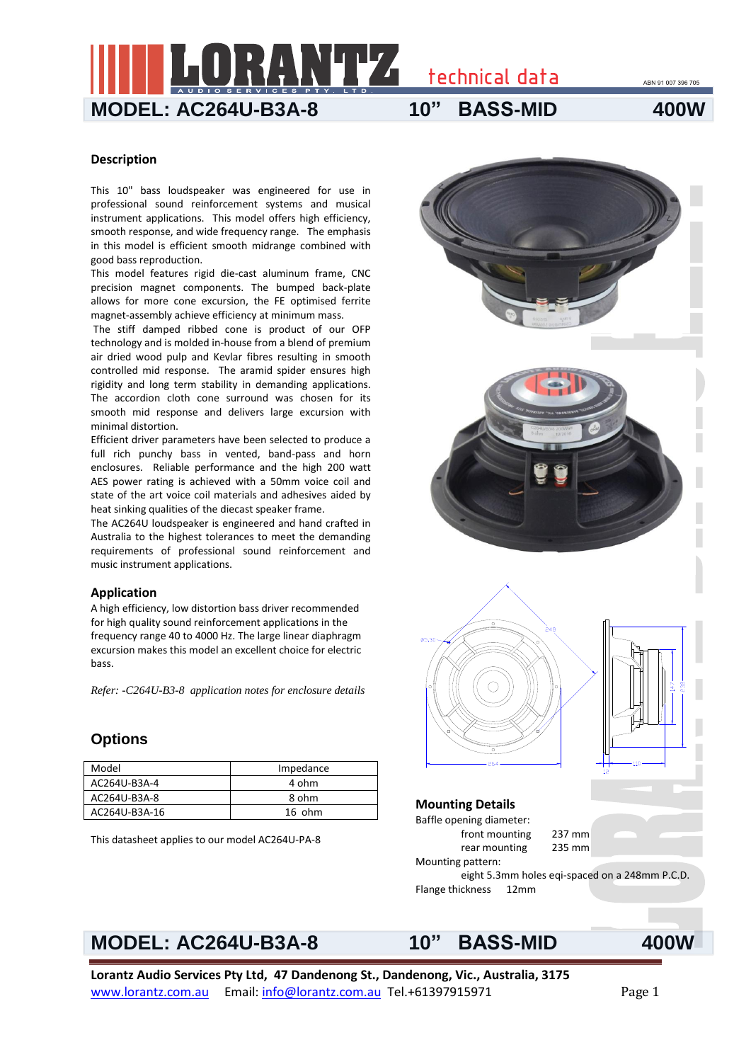# MODEL: AC264U-B3A-8 10" BASS-MID 400W

technical data

ABN 91 007 396 705

## Description

This 10" bass loudspeaker was engineered for use in professional sound reinforcement systems and musical instrument applications. This model offers high efficiency, smooth response, and wide frequency range. The emphasis in this model is efficient smooth midrange combined with good bass reproduction.

This model features rigid die-cast aluminum frame, CNC precision magnet components. The bumped back-plate allows for more cone excursion, the FE optimised ferrite magnet-assembly achieve efficiency at minimum mass.

The stiff damped ribbed cone is product of our OFP technology and is molded in-house from a blend of premium air dried wood pulp and Kevlar fibres resulting in smooth controlled mid response. The aramid spider ensures high rigidity and long term stability in demanding applications. The accordion cloth cone surround was chosen for its smooth mid response and delivers large excursion with minimal distortion.

Efficient driver parameters have been selected to produce a full rich punchy bass in vented, band-pass and horn enclosures. Reliable performance and the high 200 watt AES power rating is achieved with a 50mm voice coil and state of the art voice coil materials and adhesives aided by heat sinking qualities of the diecast speaker frame.

The AC264U loudspeaker is engineered and hand crafted in Australia to the highest tolerances to meet the demanding requirements of professional sound reinforcement and music instrument applications.

## Application

A high efficiency, low distortion bass driver recommended for high quality sound reinforcement applications in the frequency range 40 to 4000 Hz. The large linear diaphragm excursion makes this model an excellent choice for electric bass.

*Refer: -C264U-B3-8 application notes for enclosure details*

## Options

| Model | Impedance |
|---|---|
| AC264U-B3A-4 | 4 ohm |
| AC264U-B3A-8 | 8 ohm |
| AC264U-B3A-16 | 16 ohm |

This datasheet applies to our model AC264U-PA-8

## Mounting Details

Baffle opening diameter:
- front mounting 237 mm
- rear mounting 235 mm

Mounting pattern:
- eight 5.3mm holes eqi-spaced on a 248mm P.C.D.

Flange thickness 12mm

**Lorantz Audio Services Pty Ltd, 47 Dandenong St., Dandenong, Vic., Australia, 3175**
www.lorantz.com.au Email: info@lorantz.com.au Tel.+61397915971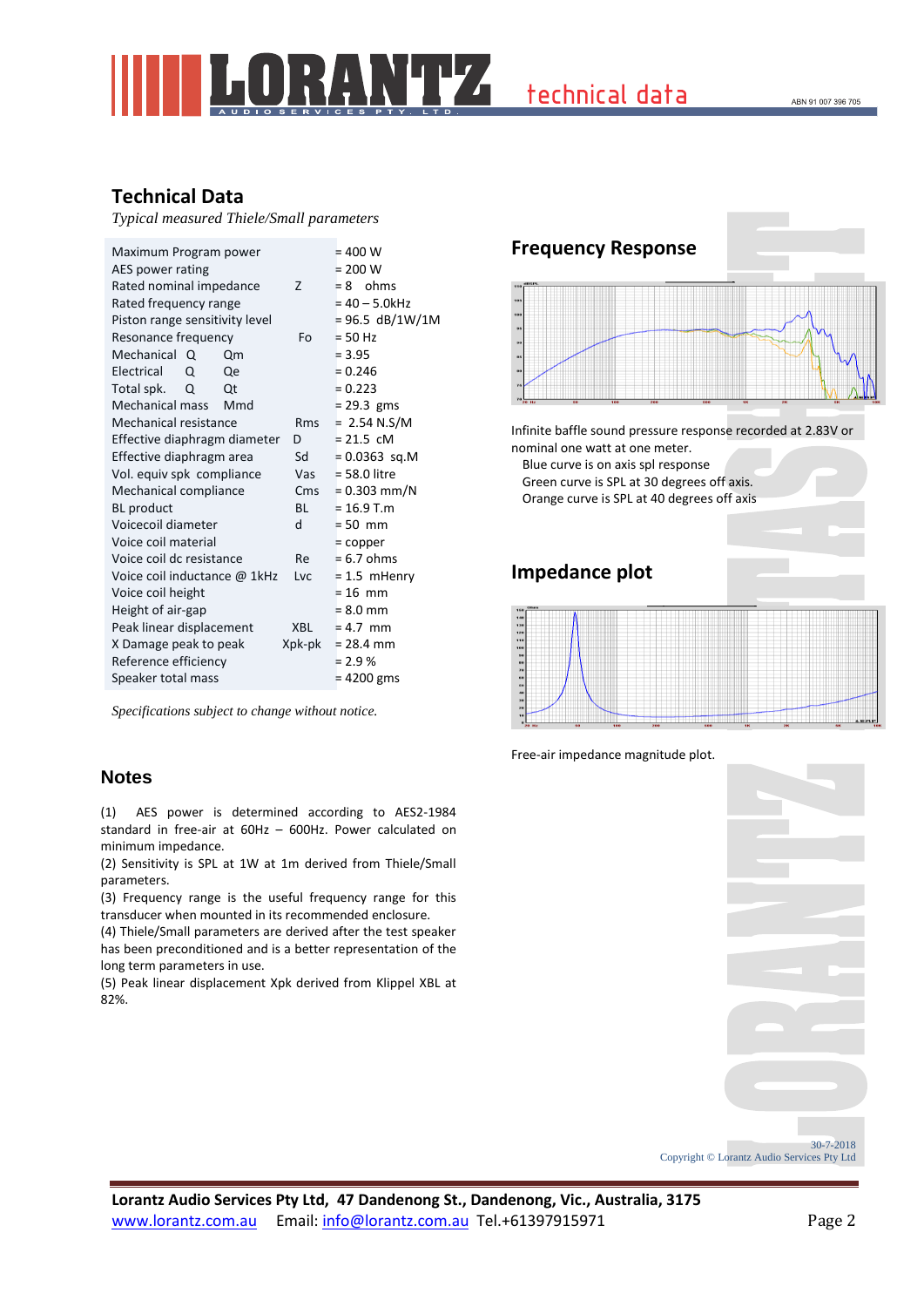# Technical Data

*Typical measured Thiele/Small parameters*

| | | |
|---|---|---|
| Maximum Program power | | = 400 W |
| AES power rating | | = 200 W |
| Rated nominal impedance | Z | = 8 ohms |
| Rated frequency range | | = 40 – 5.0kHz |
| Piston range sensitivity level | | = 96.5 dB/1W/1M |
| Resonance frequency | Fo | = 50 Hz |
| Mechanical Q | Qm | = 3.95 |
| Electrical Q | Qe | = 0.246 |
| Total spk. Q | Qt | = 0.223 |
| Mechanical mass | Mmd | = 29.3 gms |
| Mechanical resistance | Rms | = 2.54 N.S/M |
| Effective diaphragm diameter | D | = 21.5 cM |
| Effective diaphragm area | Sd | = 0.0363 sq.M |
| Vol. equiv spk compliance | Vas | = 58.0 litre |
| Mechanical compliance | Cms | = 0.303 mm/N |
| BL product | BL | = 16.9 T.m |
| Voicecoil diameter | d | = 50 mm |
| Voice coil material | | = copper |
| Voice coil dc resistance | Re | = 6.7 ohms |
| Voice coil inductance @ 1kHz | Lvc | = 1.5 mHenry |
| Voice coil height | | = 16 mm |
| Height of air-gap | | = 8.0 mm |
| Peak linear displacement | XBL | = 4.7 mm |
| X Damage peak to peak | Xpk-pk | = 28.4 mm |
| Reference efficiency | | = 2.9 % |
| Speaker total mass | | = 4200 gms |

*Specifications subject to change without notice.*

## Notes

(1) AES power is determined according to AES2-1984 standard in free-air at 60Hz – 600Hz. Power calculated on minimum impedance.
(2) Sensitivity is SPL at 1W at 1m derived from Thiele/Small parameters.
(3) Frequency range is the useful frequency range for this transducer when mounted in its recommended enclosure.
(4) Thiele/Small parameters are derived after the test speaker has been preconditioned and is a better representation of the long term parameters in use.
(5) Peak linear displacement Xpk derived from Klippel XBL at 82%.

## Frequency Response

Infinite baffle sound pressure response recorded at 2.83V or nominal one watt at one meter.
Blue curve is on axis spl response
Green curve is SPL at 30 degrees off axis.
Orange curve is SPL at 40 degrees off axis

## Impedance plot

Free-air impedance magnitude plot.

30-7-2018
Copyright © Lorantz Audio Services Pty Ltd

**Lorantz Audio Services Pty Ltd, 47 Dandenong St., Dandenong, Vic., Australia, 3175**
www.lorantz.com.au Email: info@lorantz.com.au Tel.+61397915971